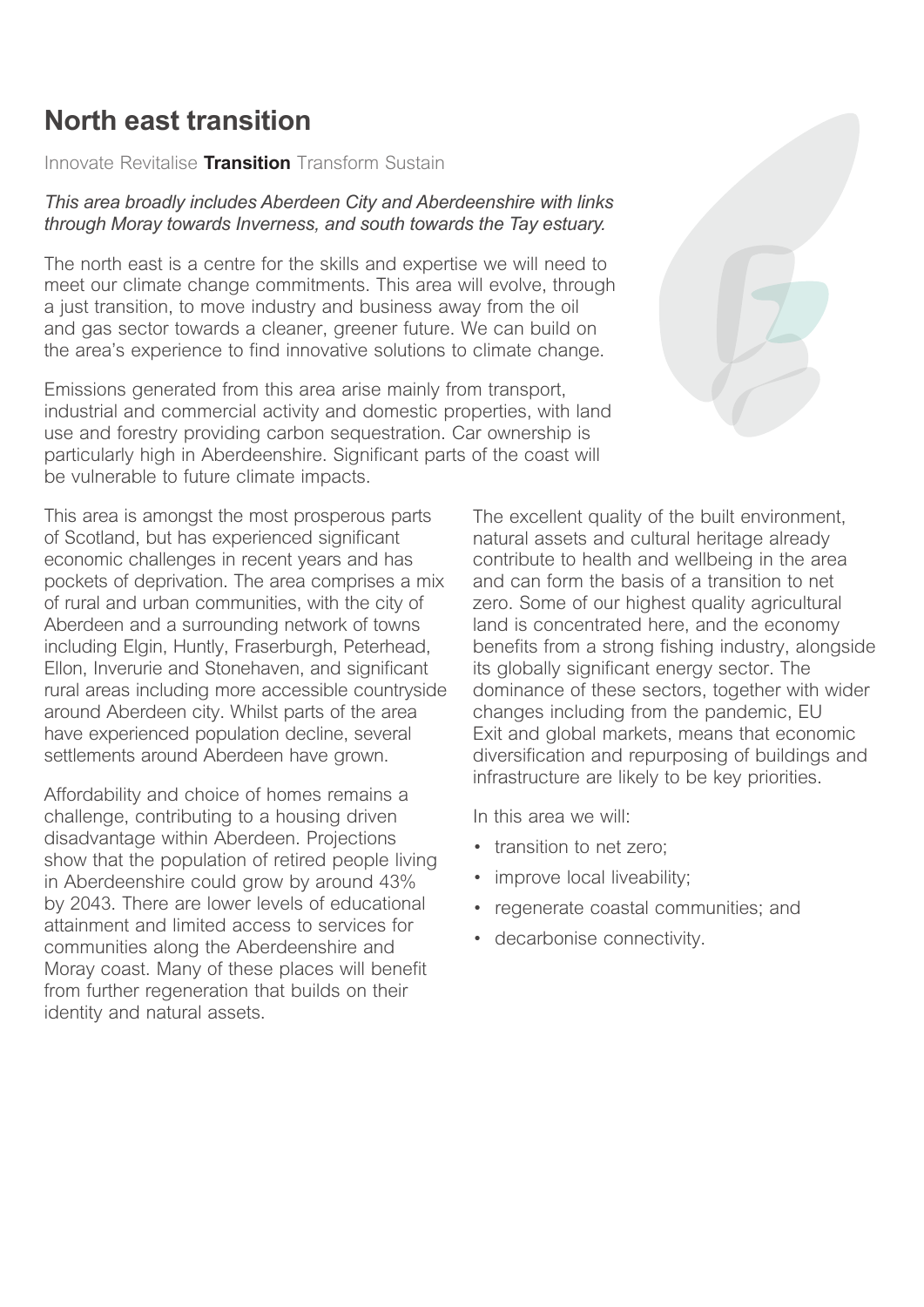# North east transition

Innovate Revitalise **Transition** Transform Sustain

*This area broadly includes Aberdeen City and Aberdeenshire with links through Moray towards Inverness, and south towards the Tay estuary.*

The north east is a centre for the skills and expertise we will need to meet our climate change commitments. This area will evolve, through a just transition, to move industry and business away from the oil and gas sector towards a cleaner, greener future. We can build on the area's experience to find innovative solutions to climate change.

Emissions generated from this area arise mainly from transport, industrial and commercial activity and domestic properties, with land use and forestry providing carbon sequestration. Car ownership is particularly high in Aberdeenshire. Significant parts of the coast will be vulnerable to future climate impacts.

This area is amongst the most prosperous parts of Scotland, but has experienced significant economic challenges in recent years and has pockets of deprivation. The area comprises a mix of rural and urban communities, with the city of Aberdeen and a surrounding network of towns including Elgin, Huntly, Fraserburgh, Peterhead, Ellon, Inverurie and Stonehaven, and significant rural areas including more accessible countryside around Aberdeen city. Whilst parts of the area have experienced population decline, several settlements around Aberdeen have grown.

Affordability and choice of homes remains a challenge, contributing to a housing driven disadvantage within Aberdeen. Projections show that the population of retired people living in Aberdeenshire could grow by around 43% by 2043. There are lower levels of educational attainment and limited access to services for communities along the Aberdeenshire and Moray coast. Many of these places will benefit from further regeneration that builds on their identity and natural assets.

The excellent quality of the built environment, natural assets and cultural heritage already contribute to health and wellbeing in the area and can form the basis of a transition to net zero. Some of our highest quality agricultural land is concentrated here, and the economy benefits from a strong fishing industry, alongside its globally significant energy sector. The dominance of these sectors, together with wider changes including from the pandemic, EU Exit and global markets, means that economic diversification and repurposing of buildings and infrastructure are likely to be key priorities.

In this area we will:

- transition to net zero;
- improve local liveability;
- regenerate coastal communities; and
- decarbonise connectivity.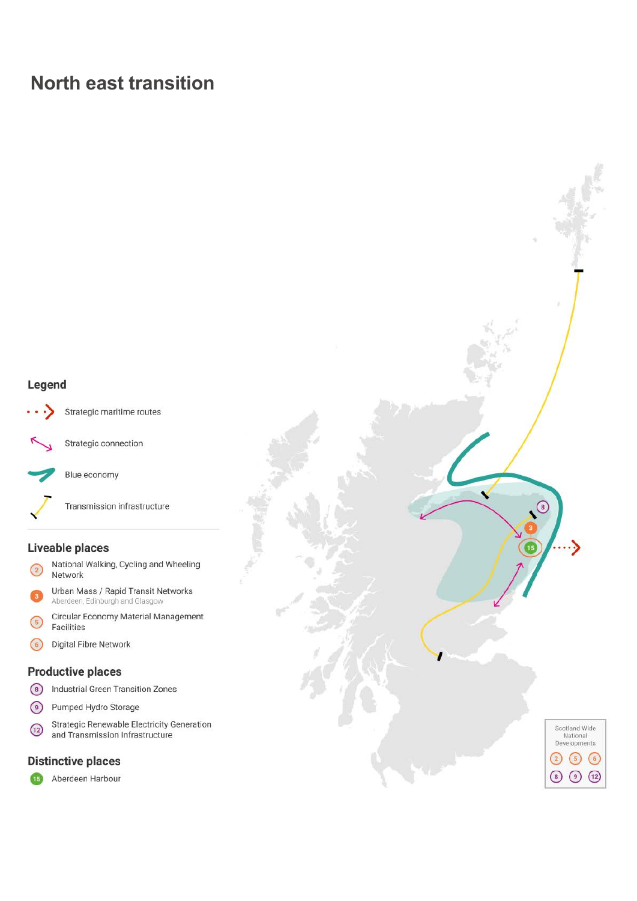# North east transition

## Legend

- Strategic maritime routes
- Strategic connection
- Blue economy
- Transmission infrastructure

## Liveable places

- (2) National Walking, Cycling and Wheeling Network
- (3) Urban Mass / Rapid Transit Networks
  Aberdeen, Edinburgh and Glasgow
- (5) Circular Economy Material Management Facilities
- (6) Digital Fibre Network

## Productive places

- (8) Industrial Green Transition Zones
- (9) Pumped Hydro Storage
- (12) Strategic Renewable Electricity Generation and Transmission Infrastructure

## Distinctive places

- (15) Aberdeen Harbour

Scotland Wide National Developments

(2) (5) (6) (8) (9) (12)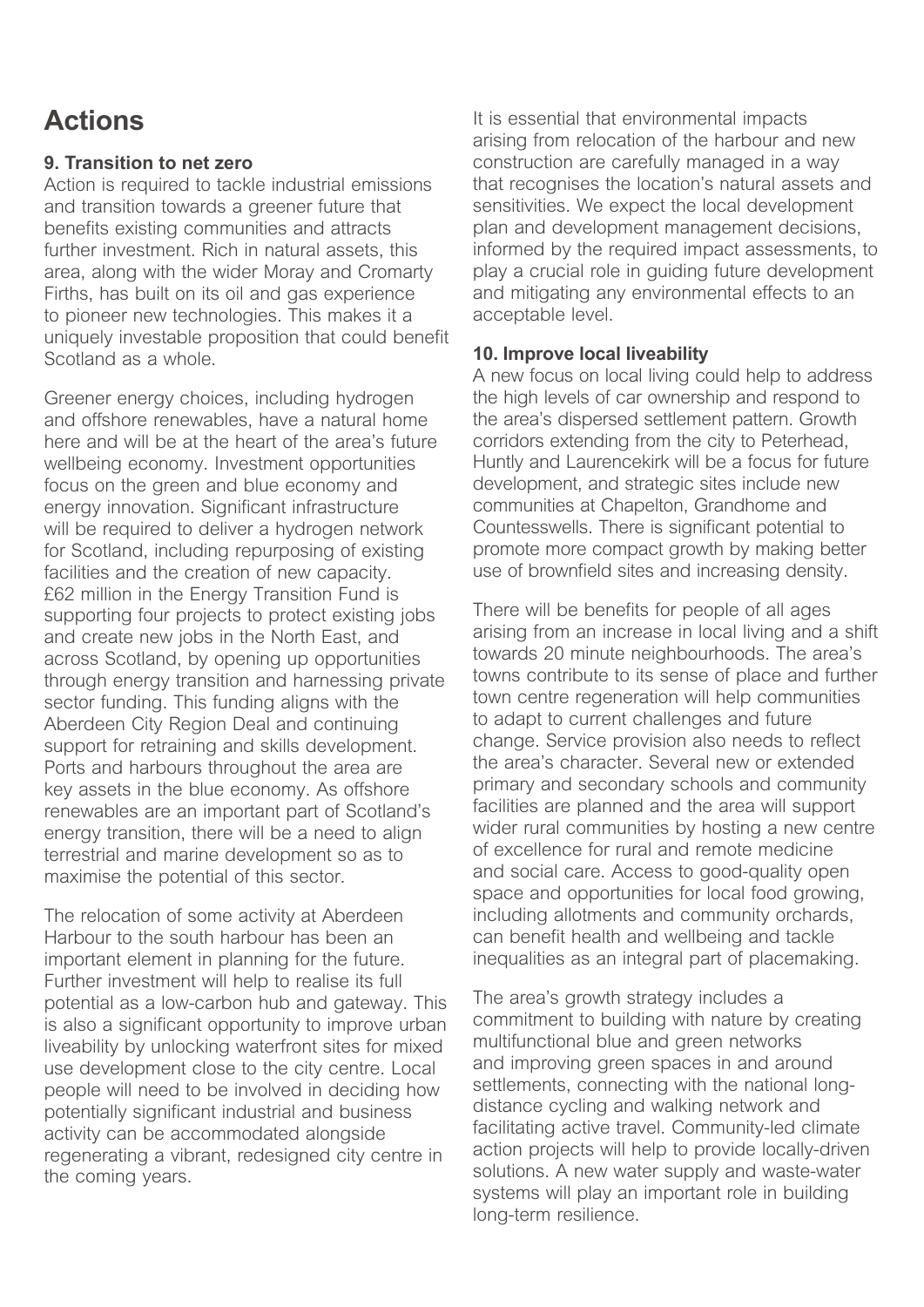# Actions

### 9. Transition to net zero

Action is required to tackle industrial emissions and transition towards a greener future that benefits existing communities and attracts further investment. Rich in natural assets, this area, along with the wider Moray and Cromarty Firths, has built on its oil and gas experience to pioneer new technologies. This makes it a uniquely investable proposition that could benefit Scotland as a whole.

Greener energy choices, including hydrogen and offshore renewables, have a natural home here and will be at the heart of the area's future wellbeing economy. Investment opportunities focus on the green and blue economy and energy innovation. Significant infrastructure will be required to deliver a hydrogen network for Scotland, including repurposing of existing facilities and the creation of new capacity. £62 million in the Energy Transition Fund is supporting four projects to protect existing jobs and create new jobs in the North East, and across Scotland, by opening up opportunities through energy transition and harnessing private sector funding. This funding aligns with the Aberdeen City Region Deal and continuing support for retraining and skills development. Ports and harbours throughout the area are key assets in the blue economy. As offshore renewables are an important part of Scotland's energy transition, there will be a need to align terrestrial and marine development so as to maximise the potential of this sector.

The relocation of some activity at Aberdeen Harbour to the south harbour has been an important element in planning for the future. Further investment will help to realise its full potential as a low-carbon hub and gateway. This is also a significant opportunity to improve urban liveability by unlocking waterfront sites for mixed use development close to the city centre. Local people will need to be involved in deciding how potentially significant industrial and business activity can be accommodated alongside regenerating a vibrant, redesigned city centre in the coming years.

It is essential that environmental impacts arising from relocation of the harbour and new construction are carefully managed in a way that recognises the location's natural assets and sensitivities. We expect the local development plan and development management decisions, informed by the required impact assessments, to play a crucial role in guiding future development and mitigating any environmental effects to an acceptable level.

### 10. Improve local liveability

A new focus on local living could help to address the high levels of car ownership and respond to the area's dispersed settlement pattern. Growth corridors extending from the city to Peterhead, Huntly and Laurencekirk will be a focus for future development, and strategic sites include new communities at Chapelton, Grandhome and Countesswells. There is significant potential to promote more compact growth by making better use of brownfield sites and increasing density.

There will be benefits for people of all ages arising from an increase in local living and a shift towards 20 minute neighbourhoods. The area's towns contribute to its sense of place and further town centre regeneration will help communities to adapt to current challenges and future change. Service provision also needs to reflect the area's character. Several new or extended primary and secondary schools and community facilities are planned and the area will support wider rural communities by hosting a new centre of excellence for rural and remote medicine and social care. Access to good-quality open space and opportunities for local food growing, including allotments and community orchards, can benefit health and wellbeing and tackle inequalities as an integral part of placemaking.

The area's growth strategy includes a commitment to building with nature by creating multifunctional blue and green networks and improving green spaces in and around settlements, connecting with the national long-distance cycling and walking network and facilitating active travel. Community-led climate action projects will help to provide locally-driven solutions. A new water supply and waste-water systems will play an important role in building long-term resilience.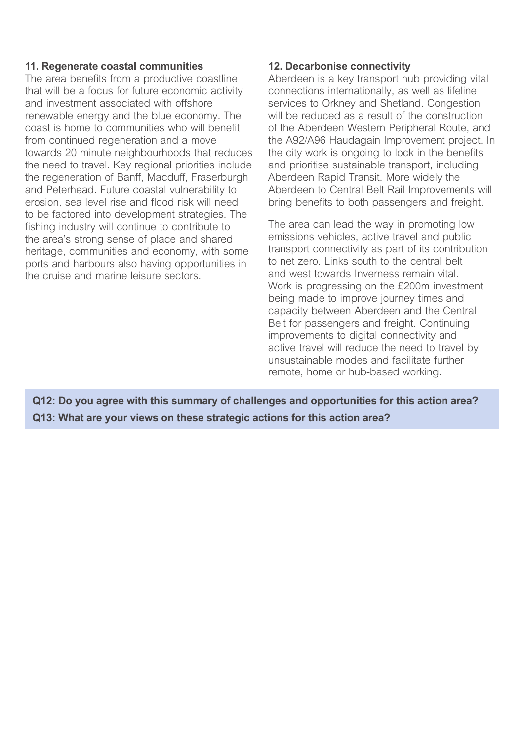### 11. Regenerate coastal communities

The area benefits from a productive coastline that will be a focus for future economic activity and investment associated with offshore renewable energy and the blue economy. The coast is home to communities who will benefit from continued regeneration and a move towards 20 minute neighbourhoods that reduces the need to travel. Key regional priorities include the regeneration of Banff, Macduff, Fraserburgh and Peterhead. Future coastal vulnerability to erosion, sea level rise and flood risk will need to be factored into development strategies. The fishing industry will continue to contribute to the area's strong sense of place and shared heritage, communities and economy, with some ports and harbours also having opportunities in the cruise and marine leisure sectors.

### 12. Decarbonise connectivity

Aberdeen is a key transport hub providing vital connections internationally, as well as lifeline services to Orkney and Shetland. Congestion will be reduced as a result of the construction of the Aberdeen Western Peripheral Route, and the A92/A96 Haudagain Improvement project. In the city work is ongoing to lock in the benefits and prioritise sustainable transport, including Aberdeen Rapid Transit. More widely the Aberdeen to Central Belt Rail Improvements will bring benefits to both passengers and freight.

The area can lead the way in promoting low emissions vehicles, active travel and public transport connectivity as part of its contribution to net zero. Links south to the central belt and west towards Inverness remain vital. Work is progressing on the £200m investment being made to improve journey times and capacity between Aberdeen and the Central Belt for passengers and freight. Continuing improvements to digital connectivity and active travel will reduce the need to travel by unsustainable modes and facilitate further remote, home or hub-based working.

**Q12: Do you agree with this summary of challenges and opportunities for this action area?**

**Q13: What are your views on these strategic actions for this action area?**